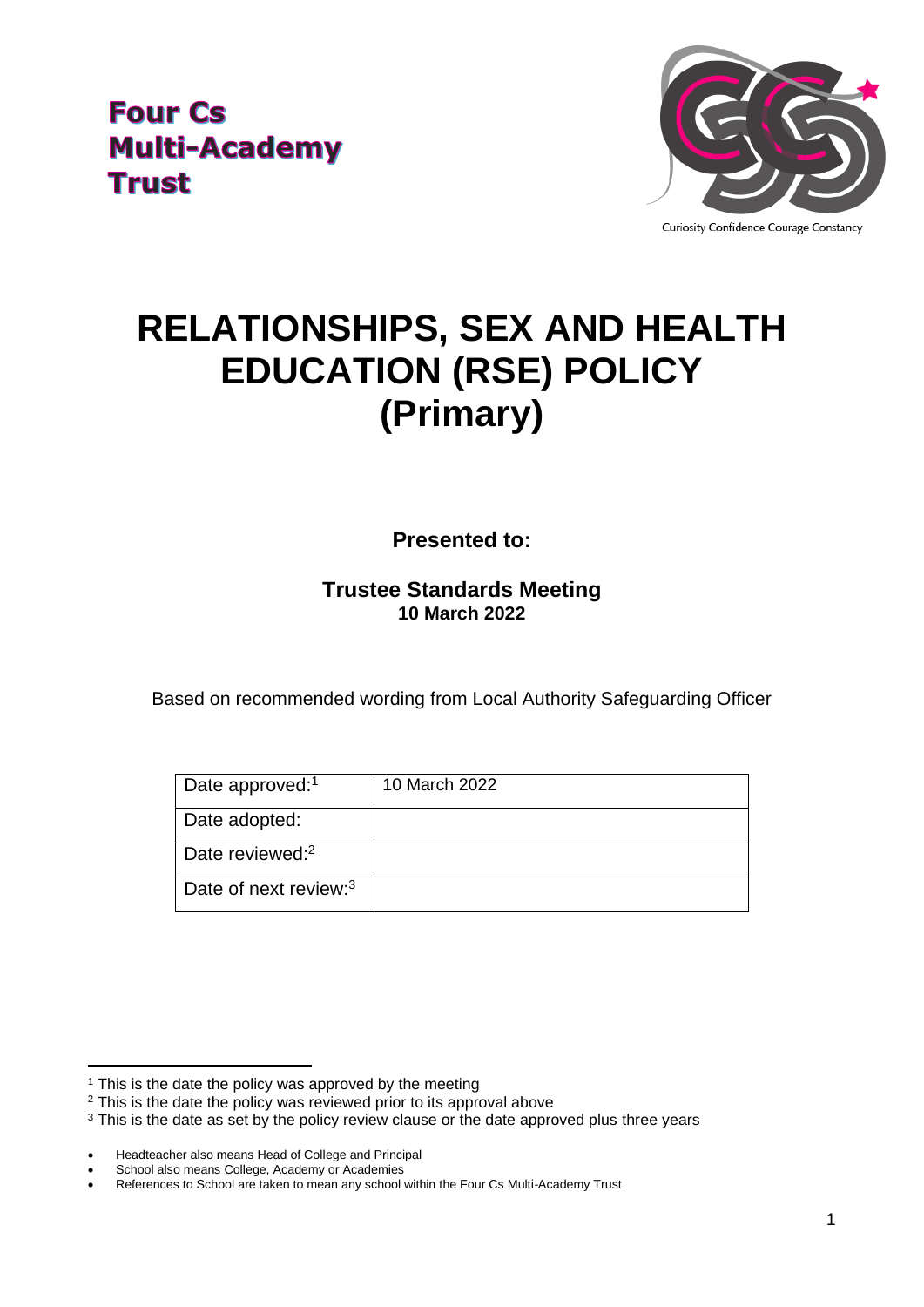**Four Cs Multi-Academy Trust**

Curiosity Confidence Courage Constancy

# RELATIONSHIPS, SEX AND HEALTH EDUCATION (RSE) POLICY (Primary)

**Presented to:**

**Trustee Standards Meeting**
**10 March 2022**

Based on recommended wording from Local Authority Safeguarding Officer

| Date approved:[1] | 10 March 2022 |
|---|---|
| Date adopted: | |
| Date reviewed:[2] | |
| Date of next review:[3] | |

[1] This is the date the policy was approved by the meeting
[2] This is the date the policy was reviewed prior to its approval above
[3] This is the date as set by the policy review clause or the date approved plus three years

- Headteacher also means Head of College and Principal
- School also means College, Academy or Academies
- References to School are taken to mean any school within the Four Cs Multi-Academy Trust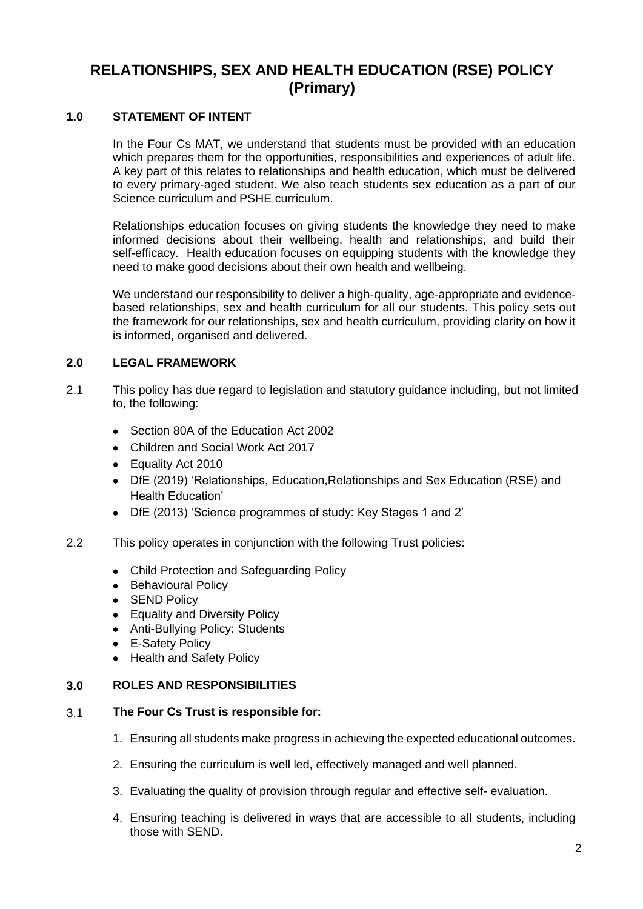# RELATIONSHIPS, SEX AND HEALTH EDUCATION (RSE) POLICY (Primary)

## 1.0 STATEMENT OF INTENT

In the Four Cs MAT, we understand that students must be provided with an education which prepares them for the opportunities, responsibilities and experiences of adult life. A key part of this relates to relationships and health education, which must be delivered to every primary-aged student. We also teach students sex education as a part of our Science curriculum and PSHE curriculum.

Relationships education focuses on giving students the knowledge they need to make informed decisions about their wellbeing, health and relationships, and build their self-efficacy. Health education focuses on equipping students with the knowledge they need to make good decisions about their own health and wellbeing.

We understand our responsibility to deliver a high-quality, age-appropriate and evidence-based relationships, sex and health curriculum for all our students. This policy sets out the framework for our relationships, sex and health curriculum, providing clarity on how it is informed, organised and delivered.

## 2.0 LEGAL FRAMEWORK

2.1 This policy has due regard to legislation and statutory guidance including, but not limited to, the following:

- Section 80A of the Education Act 2002
- Children and Social Work Act 2017
- Equality Act 2010
- DfE (2019) 'Relationships, Education,Relationships and Sex Education (RSE) and Health Education'
- DfE (2013) 'Science programmes of study: Key Stages 1 and 2'

2.2 This policy operates in conjunction with the following Trust policies:

- Child Protection and Safeguarding Policy
- Behavioural Policy
- SEND Policy
- Equality and Diversity Policy
- Anti-Bullying Policy: Students
- E-Safety Policy
- Health and Safety Policy

## 3.0 ROLES AND RESPONSIBILITIES

3.1 **The Four Cs Trust is responsible for:**

1. Ensuring all students make progress in achieving the expected educational outcomes.
2. Ensuring the curriculum is well led, effectively managed and well planned.
3. Evaluating the quality of provision through regular and effective self- evaluation.
4. Ensuring teaching is delivered in ways that are accessible to all students, including those with SEND.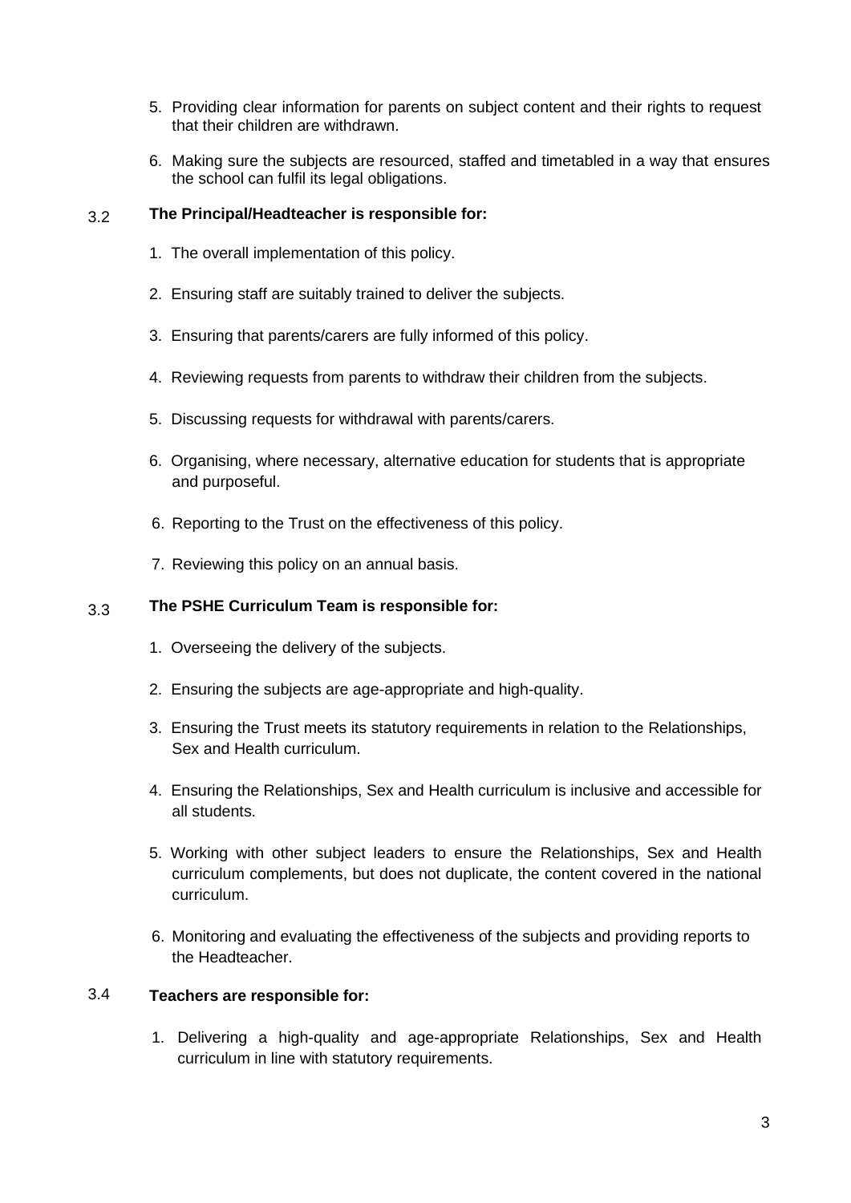5. Providing clear information for parents on subject content and their rights to request that their children are withdrawn.

6. Making sure the subjects are resourced, staffed and timetabled in a way that ensures the school can fulfil its legal obligations.

3.2 **The Principal/Headteacher is responsible for:**

1. The overall implementation of this policy.
2. Ensuring staff are suitably trained to deliver the subjects.
3. Ensuring that parents/carers are fully informed of this policy.
4. Reviewing requests from parents to withdraw their children from the subjects.
5. Discussing requests for withdrawal with parents/carers.
6. Organising, where necessary, alternative education for students that is appropriate and purposeful.

6\. Reporting to the Trust on the effectiveness of this policy.

7\. Reviewing this policy on an annual basis.

3.3 **The PSHE Curriculum Team is responsible for:**

1. Overseeing the delivery of the subjects.
2. Ensuring the subjects are age-appropriate and high-quality.
3. Ensuring the Trust meets its statutory requirements in relation to the Relationships, Sex and Health curriculum.
4. Ensuring the Relationships, Sex and Health curriculum is inclusive and accessible for all students.
5. Working with other subject leaders to ensure the Relationships, Sex and Health curriculum complements, but does not duplicate, the content covered in the national curriculum.
6. Monitoring and evaluating the effectiveness of the subjects and providing reports to the Headteacher.

3.4 **Teachers are responsible for:**

1. Delivering a high-quality and age-appropriate Relationships, Sex and Health curriculum in line with statutory requirements.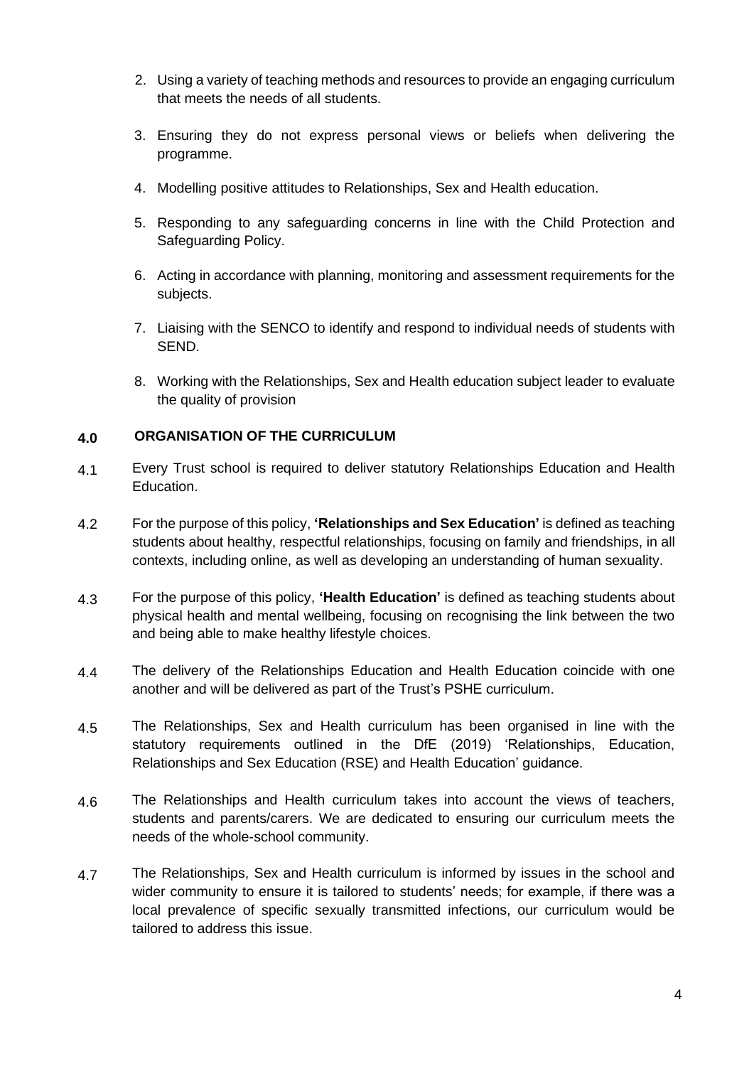2. Using a variety of teaching methods and resources to provide an engaging curriculum that meets the needs of all students.

3. Ensuring they do not express personal views or beliefs when delivering the programme.

4. Modelling positive attitudes to Relationships, Sex and Health education.

5. Responding to any safeguarding concerns in line with the Child Protection and Safeguarding Policy.

6. Acting in accordance with planning, monitoring and assessment requirements for the subjects.

7. Liaising with the SENCO to identify and respond to individual needs of students with SEND.

8. Working with the Relationships, Sex and Health education subject leader to evaluate the quality of provision

## 4.0 ORGANISATION OF THE CURRICULUM

4.1 Every Trust school is required to deliver statutory Relationships Education and Health Education.

4.2 For the purpose of this policy, **'Relationships and Sex Education'** is defined as teaching students about healthy, respectful relationships, focusing on family and friendships, in all contexts, including online, as well as developing an understanding of human sexuality.

4.3 For the purpose of this policy, **'Health Education'** is defined as teaching students about physical health and mental wellbeing, focusing on recognising the link between the two and being able to make healthy lifestyle choices.

4.4 The delivery of the Relationships Education and Health Education coincide with one another and will be delivered as part of the Trust's PSHE curriculum.

4.5 The Relationships, Sex and Health curriculum has been organised in line with the statutory requirements outlined in the DfE (2019) 'Relationships, Education, Relationships and Sex Education (RSE) and Health Education' guidance.

4.6 The Relationships and Health curriculum takes into account the views of teachers, students and parents/carers. We are dedicated to ensuring our curriculum meets the needs of the whole-school community.

4.7 The Relationships, Sex and Health curriculum is informed by issues in the school and wider community to ensure it is tailored to students' needs; for example, if there was a local prevalence of specific sexually transmitted infections, our curriculum would be tailored to address this issue.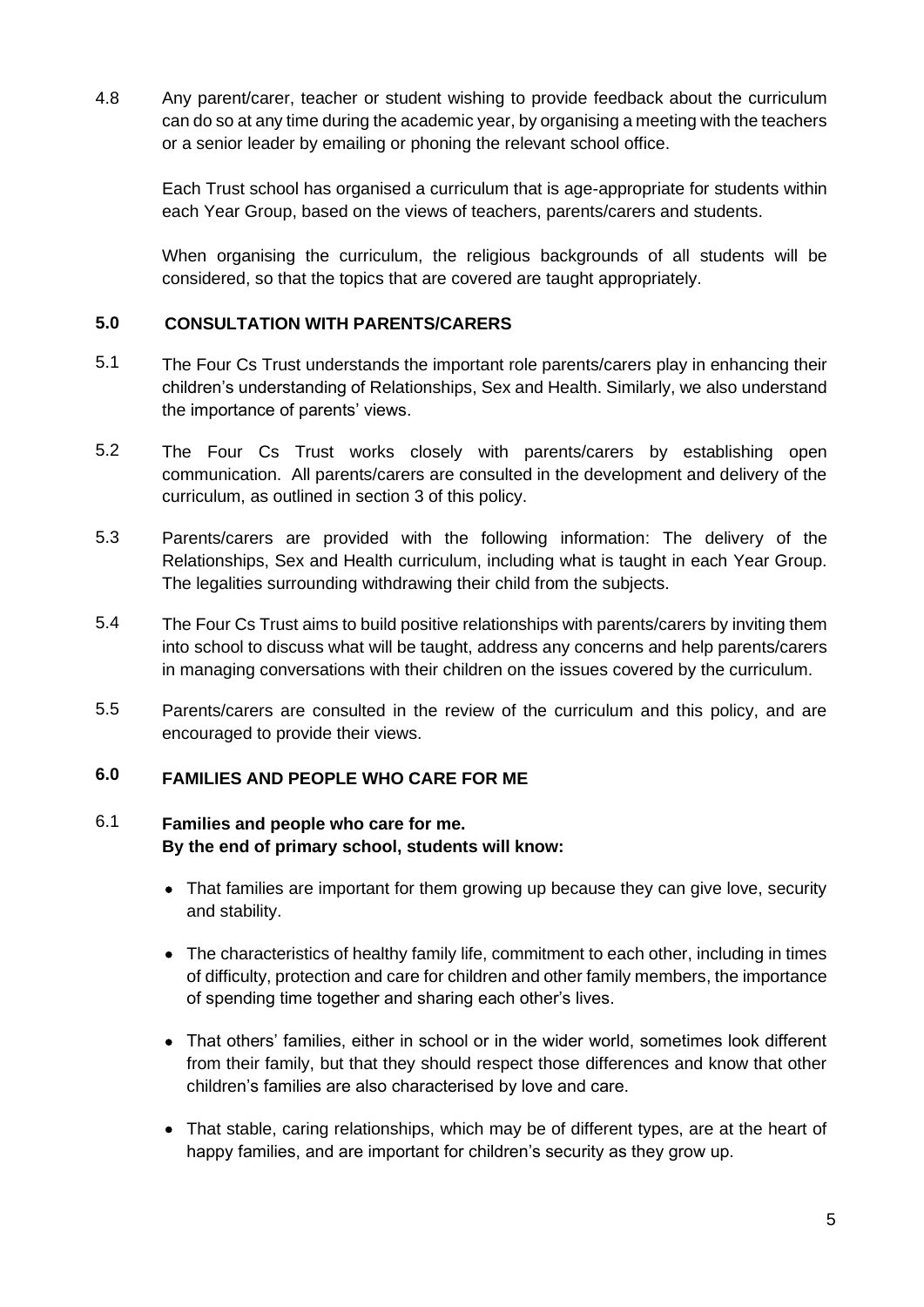4.8 Any parent/carer, teacher or student wishing to provide feedback about the curriculum can do so at any time during the academic year, by organising a meeting with the teachers or a senior leader by emailing or phoning the relevant school office.

Each Trust school has organised a curriculum that is age-appropriate for students within each Year Group, based on the views of teachers, parents/carers and students.

When organising the curriculum, the religious backgrounds of all students will be considered, so that the topics that are covered are taught appropriately.

## 5.0 CONSULTATION WITH PARENTS/CARERS

5.1 The Four Cs Trust understands the important role parents/carers play in enhancing their children's understanding of Relationships, Sex and Health. Similarly, we also understand the importance of parents' views.

5.2 The Four Cs Trust works closely with parents/carers by establishing open communication. All parents/carers are consulted in the development and delivery of the curriculum, as outlined in section 3 of this policy.

5.3 Parents/carers are provided with the following information: The delivery of the Relationships, Sex and Health curriculum, including what is taught in each Year Group. The legalities surrounding withdrawing their child from the subjects.

5.4 The Four Cs Trust aims to build positive relationships with parents/carers by inviting them into school to discuss what will be taught, address any concerns and help parents/carers in managing conversations with their children on the issues covered by the curriculum.

5.5 Parents/carers are consulted in the review of the curriculum and this policy, and are encouraged to provide their views.

## 6.0 FAMILIES AND PEOPLE WHO CARE FOR ME

6.1 **Families and people who care for me.**
**By the end of primary school, students will know:**

- That families are important for them growing up because they can give love, security and stability.
- The characteristics of healthy family life, commitment to each other, including in times of difficulty, protection and care for children and other family members, the importance of spending time together and sharing each other's lives.
- That others' families, either in school or in the wider world, sometimes look different from their family, but that they should respect those differences and know that other children's families are also characterised by love and care.
- That stable, caring relationships, which may be of different types, are at the heart of happy families, and are important for children's security as they grow up.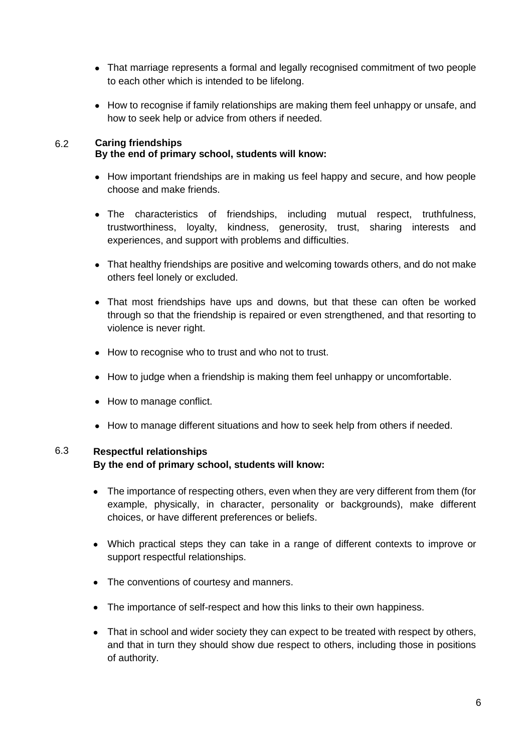- That marriage represents a formal and legally recognised commitment of two people to each other which is intended to be lifelong.
- How to recognise if family relationships are making them feel unhappy or unsafe, and how to seek help or advice from others if needed.

### 6.2 Caring friendships

**By the end of primary school, students will know:**

- How important friendships are in making us feel happy and secure, and how people choose and make friends.
- The characteristics of friendships, including mutual respect, truthfulness, trustworthiness, loyalty, kindness, generosity, trust, sharing interests and experiences, and support with problems and difficulties.
- That healthy friendships are positive and welcoming towards others, and do not make others feel lonely or excluded.
- That most friendships have ups and downs, but that these can often be worked through so that the friendship is repaired or even strengthened, and that resorting to violence is never right.
- How to recognise who to trust and who not to trust.
- How to judge when a friendship is making them feel unhappy or uncomfortable.
- How to manage conflict.
- How to manage different situations and how to seek help from others if needed.

### 6.3 Respectful relationships

**By the end of primary school, students will know:**

- The importance of respecting others, even when they are very different from them (for example, physically, in character, personality or backgrounds), make different choices, or have different preferences or beliefs.
- Which practical steps they can take in a range of different contexts to improve or support respectful relationships.
- The conventions of courtesy and manners.
- The importance of self-respect and how this links to their own happiness.
- That in school and wider society they can expect to be treated with respect by others, and that in turn they should show due respect to others, including those in positions of authority.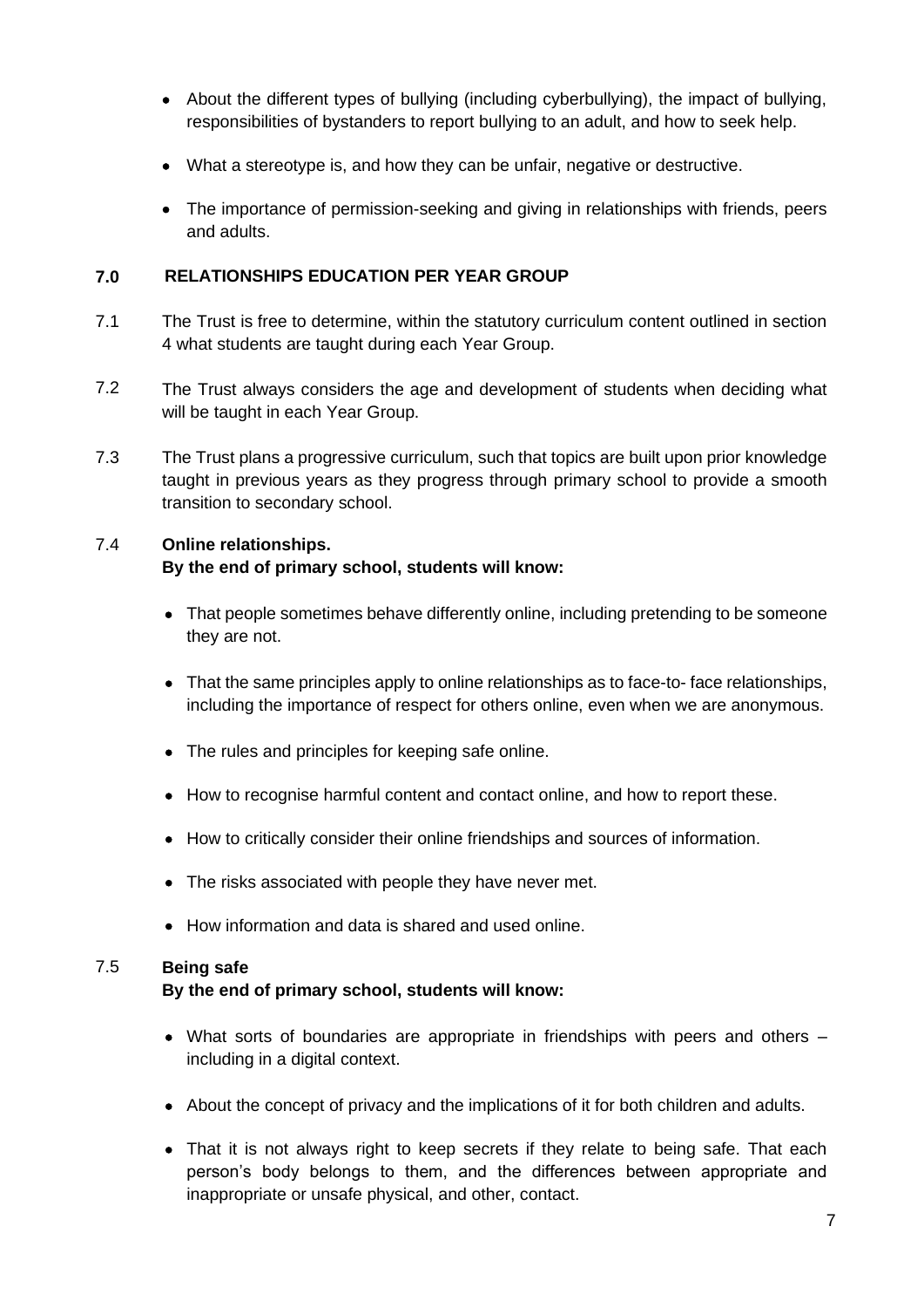- About the different types of bullying (including cyberbullying), the impact of bullying, responsibilities of bystanders to report bullying to an adult, and how to seek help.
- What a stereotype is, and how they can be unfair, negative or destructive.
- The importance of permission-seeking and giving in relationships with friends, peers and adults.

## 7.0 RELATIONSHIPS EDUCATION PER YEAR GROUP

7.1 The Trust is free to determine, within the statutory curriculum content outlined in section 4 what students are taught during each Year Group.

7.2 The Trust always considers the age and development of students when deciding what will be taught in each Year Group.

7.3 The Trust plans a progressive curriculum, such that topics are built upon prior knowledge taught in previous years as they progress through primary school to provide a smooth transition to secondary school.

7.4 **Online relationships.**
**By the end of primary school, students will know:**

- That people sometimes behave differently online, including pretending to be someone they are not.
- That the same principles apply to online relationships as to face-to- face relationships, including the importance of respect for others online, even when we are anonymous.
- The rules and principles for keeping safe online.
- How to recognise harmful content and contact online, and how to report these.
- How to critically consider their online friendships and sources of information.
- The risks associated with people they have never met.
- How information and data is shared and used online.

7.5 **Being safe**
**By the end of primary school, students will know:**

- What sorts of boundaries are appropriate in friendships with peers and others – including in a digital context.
- About the concept of privacy and the implications of it for both children and adults.
- That it is not always right to keep secrets if they relate to being safe. That each person's body belongs to them, and the differences between appropriate and inappropriate or unsafe physical, and other, contact.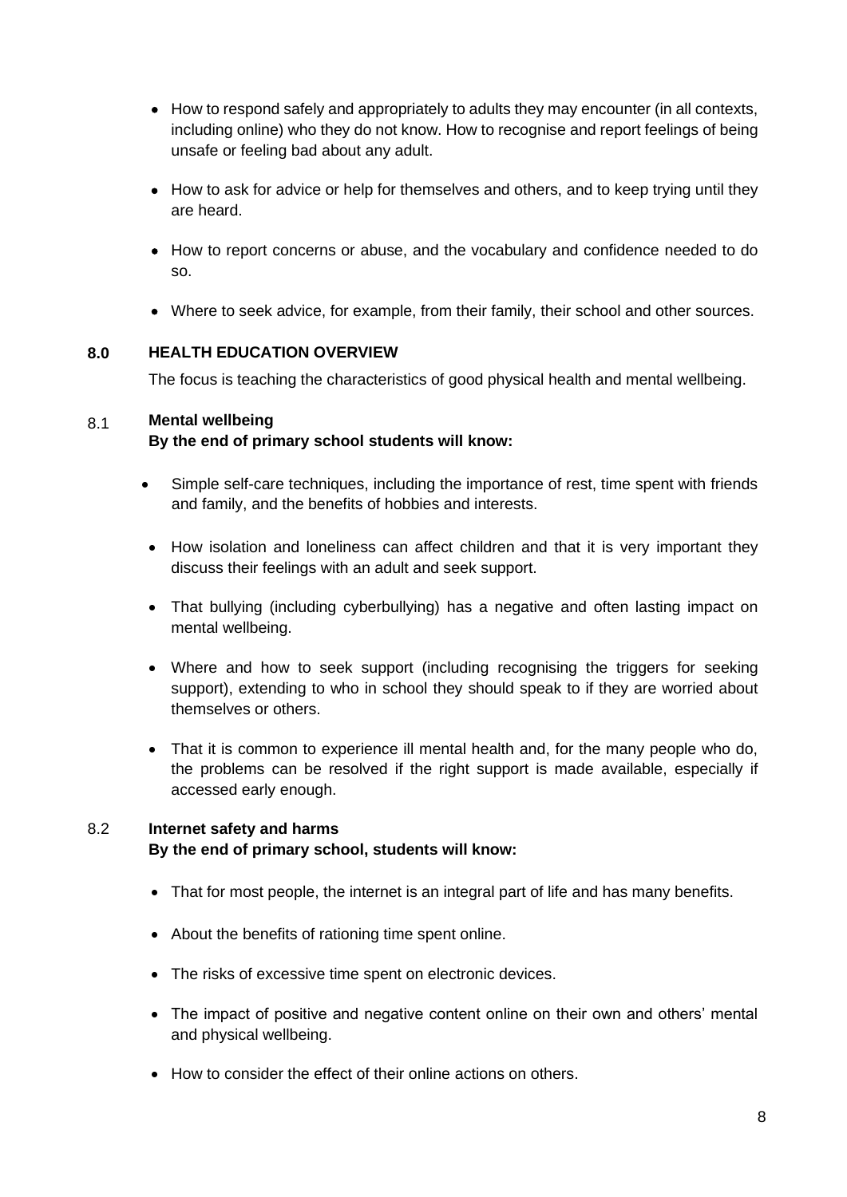- How to respond safely and appropriately to adults they may encounter (in all contexts, including online) who they do not know. How to recognise and report feelings of being unsafe or feeling bad about any adult.
- How to ask for advice or help for themselves and others, and to keep trying until they are heard.
- How to report concerns or abuse, and the vocabulary and confidence needed to do so.
- Where to seek advice, for example, from their family, their school and other sources.

## 8.0 HEALTH EDUCATION OVERVIEW

The focus is teaching the characteristics of good physical health and mental wellbeing.

### 8.1 Mental wellbeing

**By the end of primary school students will know:**

- Simple self-care techniques, including the importance of rest, time spent with friends and family, and the benefits of hobbies and interests.
- How isolation and loneliness can affect children and that it is very important they discuss their feelings with an adult and seek support.
- That bullying (including cyberbullying) has a negative and often lasting impact on mental wellbeing.
- Where and how to seek support (including recognising the triggers for seeking support), extending to who in school they should speak to if they are worried about themselves or others.
- That it is common to experience ill mental health and, for the many people who do, the problems can be resolved if the right support is made available, especially if accessed early enough.

### 8.2 Internet safety and harms

**By the end of primary school, students will know:**

- That for most people, the internet is an integral part of life and has many benefits.
- About the benefits of rationing time spent online.
- The risks of excessive time spent on electronic devices.
- The impact of positive and negative content online on their own and others' mental and physical wellbeing.
- How to consider the effect of their online actions on others.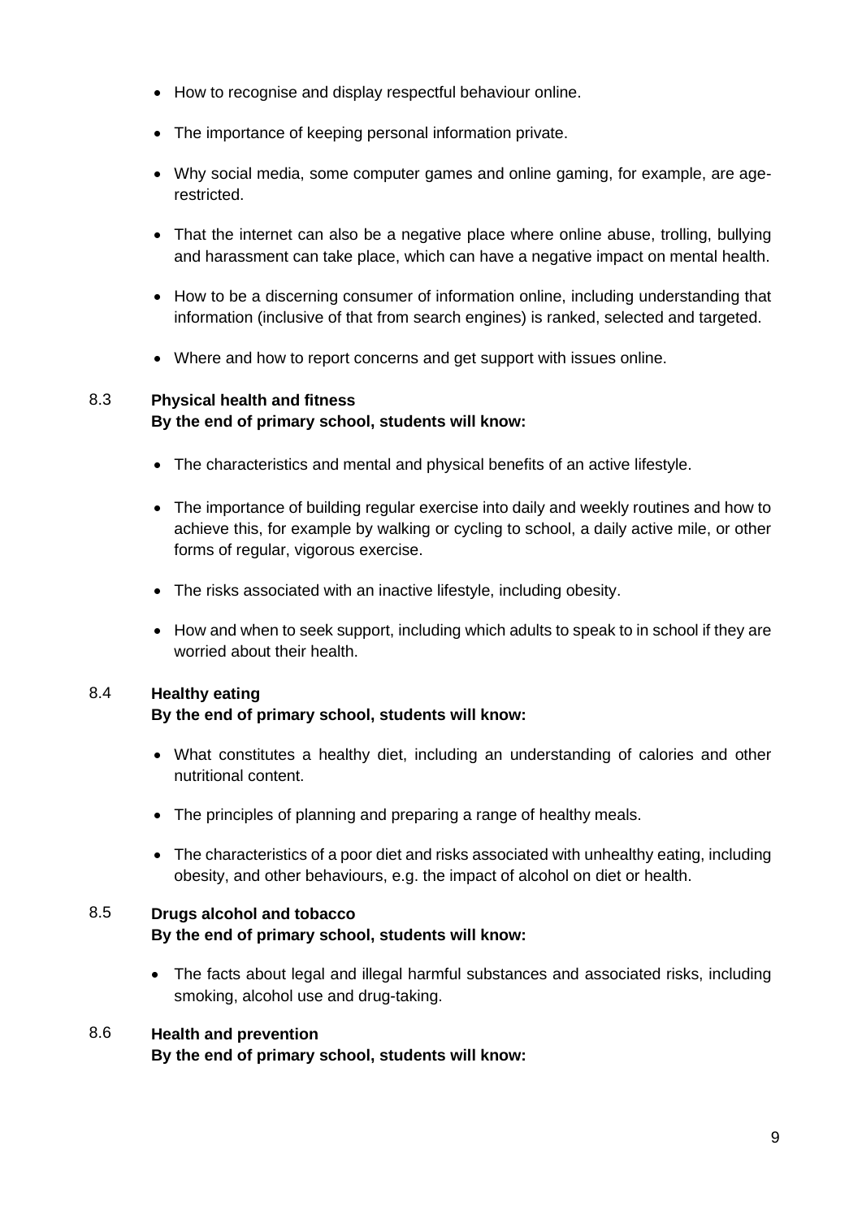- How to recognise and display respectful behaviour online.
- The importance of keeping personal information private.
- Why social media, some computer games and online gaming, for example, are age-restricted.
- That the internet can also be a negative place where online abuse, trolling, bullying and harassment can take place, which can have a negative impact on mental health.
- How to be a discerning consumer of information online, including understanding that information (inclusive of that from search engines) is ranked, selected and targeted.
- Where and how to report concerns and get support with issues online.

### 8.3 Physical health and fitness

**By the end of primary school, students will know:**

- The characteristics and mental and physical benefits of an active lifestyle.
- The importance of building regular exercise into daily and weekly routines and how to achieve this, for example by walking or cycling to school, a daily active mile, or other forms of regular, vigorous exercise.
- The risks associated with an inactive lifestyle, including obesity.
- How and when to seek support, including which adults to speak to in school if they are worried about their health.

### 8.4 Healthy eating

**By the end of primary school, students will know:**

- What constitutes a healthy diet, including an understanding of calories and other nutritional content.
- The principles of planning and preparing a range of healthy meals.
- The characteristics of a poor diet and risks associated with unhealthy eating, including obesity, and other behaviours, e.g. the impact of alcohol on diet or health.

### 8.5 Drugs alcohol and tobacco

**By the end of primary school, students will know:**

- The facts about legal and illegal harmful substances and associated risks, including smoking, alcohol use and drug-taking.

### 8.6 Health and prevention

**By the end of primary school, students will know:**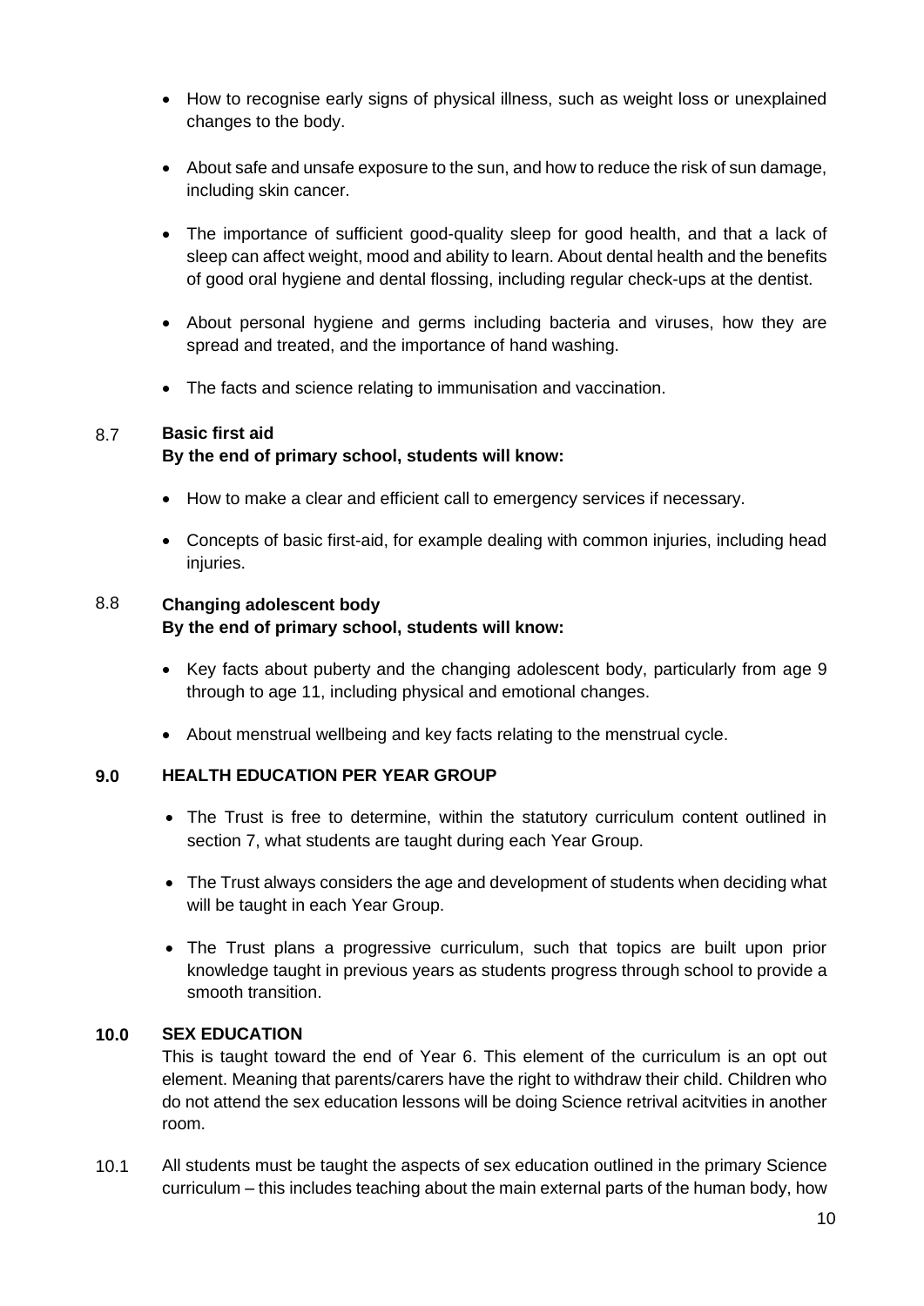- How to recognise early signs of physical illness, such as weight loss or unexplained changes to the body.

- About safe and unsafe exposure to the sun, and how to reduce the risk of sun damage, including skin cancer.

- The importance of sufficient good-quality sleep for good health, and that a lack of sleep can affect weight, mood and ability to learn. About dental health and the benefits of good oral hygiene and dental flossing, including regular check-ups at the dentist.

- About personal hygiene and germs including bacteria and viruses, how they are spread and treated, and the importance of hand washing.

- The facts and science relating to immunisation and vaccination.

8.7 **Basic first aid**
**By the end of primary school, students will know:**

- How to make a clear and efficient call to emergency services if necessary.

- Concepts of basic first-aid, for example dealing with common injuries, including head injuries.

8.8 **Changing adolescent body**
**By the end of primary school, students will know:**

- Key facts about puberty and the changing adolescent body, particularly from age 9 through to age 11, including physical and emotional changes.

- About menstrual wellbeing and key facts relating to the menstrual cycle.

## 9.0 HEALTH EDUCATION PER YEAR GROUP

- The Trust is free to determine, within the statutory curriculum content outlined in section 7, what students are taught during each Year Group.

- The Trust always considers the age and development of students when deciding what will be taught in each Year Group.

- The Trust plans a progressive curriculum, such that topics are built upon prior knowledge taught in previous years as students progress through school to provide a smooth transition.

## 10.0 SEX EDUCATION

This is taught toward the end of Year 6. This element of the curriculum is an opt out element. Meaning that parents/carers have the right to withdraw their child. Children who do not attend the sex education lessons will be doing Science retrival acitvities in another room.

10.1 All students must be taught the aspects of sex education outlined in the primary Science curriculum – this includes teaching about the main external parts of the human body, how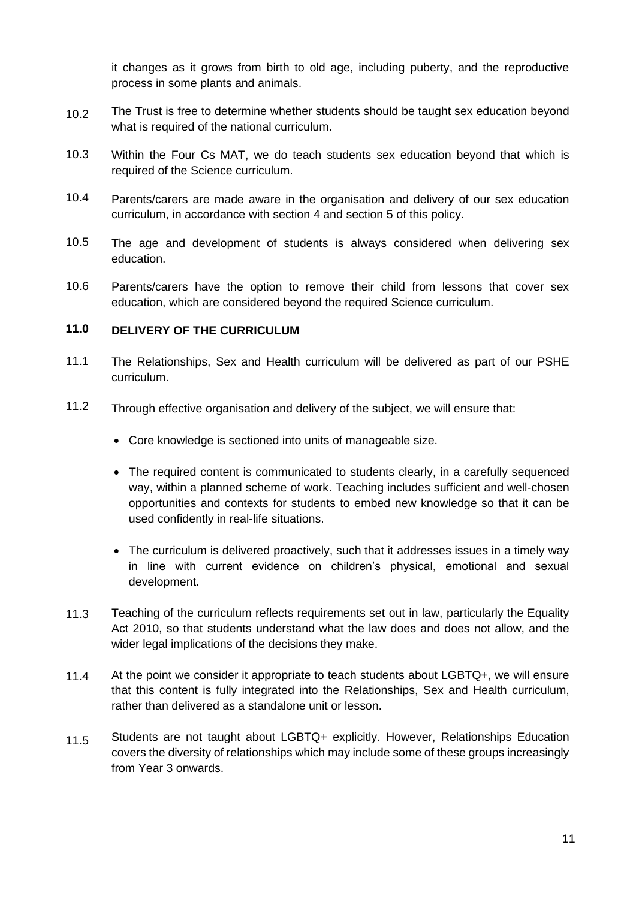it changes as it grows from birth to old age, including puberty, and the reproductive process in some plants and animals.

10.2 The Trust is free to determine whether students should be taught sex education beyond what is required of the national curriculum.

10.3 Within the Four Cs MAT, we do teach students sex education beyond that which is required of the Science curriculum.

10.4 Parents/carers are made aware in the organisation and delivery of our sex education curriculum, in accordance with section 4 and section 5 of this policy.

10.5 The age and development of students is always considered when delivering sex education.

10.6 Parents/carers have the option to remove their child from lessons that cover sex education, which are considered beyond the required Science curriculum.

## 11.0 DELIVERY OF THE CURRICULUM

11.1 The Relationships, Sex and Health curriculum will be delivered as part of our PSHE curriculum.

11.2 Through effective organisation and delivery of the subject, we will ensure that:

- Core knowledge is sectioned into units of manageable size.
- The required content is communicated to students clearly, in a carefully sequenced way, within a planned scheme of work. Teaching includes sufficient and well-chosen opportunities and contexts for students to embed new knowledge so that it can be used confidently in real-life situations.
- The curriculum is delivered proactively, such that it addresses issues in a timely way in line with current evidence on children's physical, emotional and sexual development.

11.3 Teaching of the curriculum reflects requirements set out in law, particularly the Equality Act 2010, so that students understand what the law does and does not allow, and the wider legal implications of the decisions they make.

11.4 At the point we consider it appropriate to teach students about LGBTQ+, we will ensure that this content is fully integrated into the Relationships, Sex and Health curriculum, rather than delivered as a standalone unit or lesson.

11.5 Students are not taught about LGBTQ+ explicitly. However, Relationships Education covers the diversity of relationships which may include some of these groups increasingly from Year 3 onwards.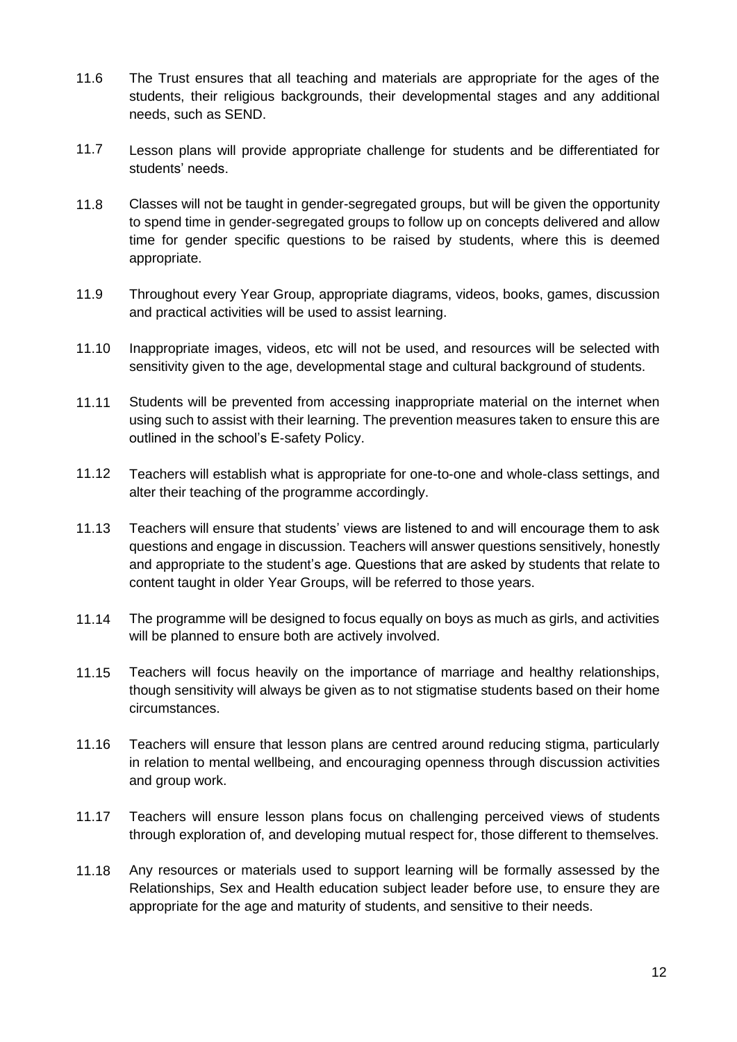11.6 The Trust ensures that all teaching and materials are appropriate for the ages of the students, their religious backgrounds, their developmental stages and any additional needs, such as SEND.

11.7 Lesson plans will provide appropriate challenge for students and be differentiated for students' needs.

11.8 Classes will not be taught in gender-segregated groups, but will be given the opportunity to spend time in gender-segregated groups to follow up on concepts delivered and allow time for gender specific questions to be raised by students, where this is deemed appropriate.

11.9 Throughout every Year Group, appropriate diagrams, videos, books, games, discussion and practical activities will be used to assist learning.

11.10 Inappropriate images, videos, etc will not be used, and resources will be selected with sensitivity given to the age, developmental stage and cultural background of students.

11.11 Students will be prevented from accessing inappropriate material on the internet when using such to assist with their learning. The prevention measures taken to ensure this are outlined in the school's E-safety Policy.

11.12 Teachers will establish what is appropriate for one-to-one and whole-class settings, and alter their teaching of the programme accordingly.

11.13 Teachers will ensure that students' views are listened to and will encourage them to ask questions and engage in discussion. Teachers will answer questions sensitively, honestly and appropriate to the student's age. Questions that are asked by students that relate to content taught in older Year Groups, will be referred to those years.

11.14 The programme will be designed to focus equally on boys as much as girls, and activities will be planned to ensure both are actively involved.

11.15 Teachers will focus heavily on the importance of marriage and healthy relationships, though sensitivity will always be given as to not stigmatise students based on their home circumstances.

11.16 Teachers will ensure that lesson plans are centred around reducing stigma, particularly in relation to mental wellbeing, and encouraging openness through discussion activities and group work.

11.17 Teachers will ensure lesson plans focus on challenging perceived views of students through exploration of, and developing mutual respect for, those different to themselves.

11.18 Any resources or materials used to support learning will be formally assessed by the Relationships, Sex and Health education subject leader before use, to ensure they are appropriate for the age and maturity of students, and sensitive to their needs.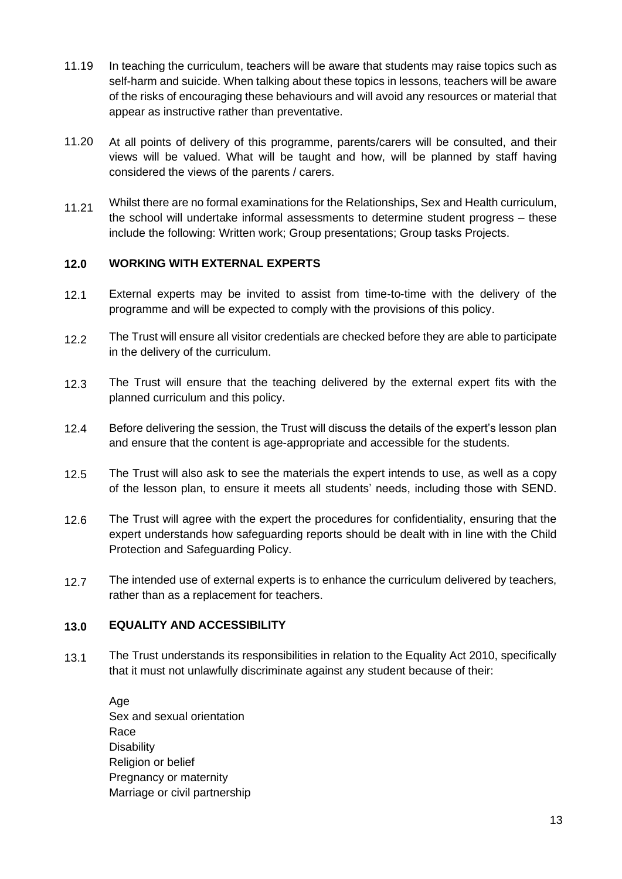11.19 In teaching the curriculum, teachers will be aware that students may raise topics such as self-harm and suicide. When talking about these topics in lessons, teachers will be aware of the risks of encouraging these behaviours and will avoid any resources or material that appear as instructive rather than preventative.

11.20 At all points of delivery of this programme, parents/carers will be consulted, and their views will be valued. What will be taught and how, will be planned by staff having considered the views of the parents / carers.

11.21 Whilst there are no formal examinations for the Relationships, Sex and Health curriculum, the school will undertake informal assessments to determine student progress – these include the following: Written work; Group presentations; Group tasks Projects.

## 12.0 WORKING WITH EXTERNAL EXPERTS

12.1 External experts may be invited to assist from time-to-time with the delivery of the programme and will be expected to comply with the provisions of this policy.

12.2 The Trust will ensure all visitor credentials are checked before they are able to participate in the delivery of the curriculum.

12.3 The Trust will ensure that the teaching delivered by the external expert fits with the planned curriculum and this policy.

12.4 Before delivering the session, the Trust will discuss the details of the expert's lesson plan and ensure that the content is age-appropriate and accessible for the students.

12.5 The Trust will also ask to see the materials the expert intends to use, as well as a copy of the lesson plan, to ensure it meets all students' needs, including those with SEND.

12.6 The Trust will agree with the expert the procedures for confidentiality, ensuring that the expert understands how safeguarding reports should be dealt with in line with the Child Protection and Safeguarding Policy.

12.7 The intended use of external experts is to enhance the curriculum delivered by teachers, rather than as a replacement for teachers.

## 13.0 EQUALITY AND ACCESSIBILITY

13.1 The Trust understands its responsibilities in relation to the Equality Act 2010, specifically that it must not unlawfully discriminate against any student because of their:

Age
Sex and sexual orientation
Race
Disability
Religion or belief
Pregnancy or maternity
Marriage or civil partnership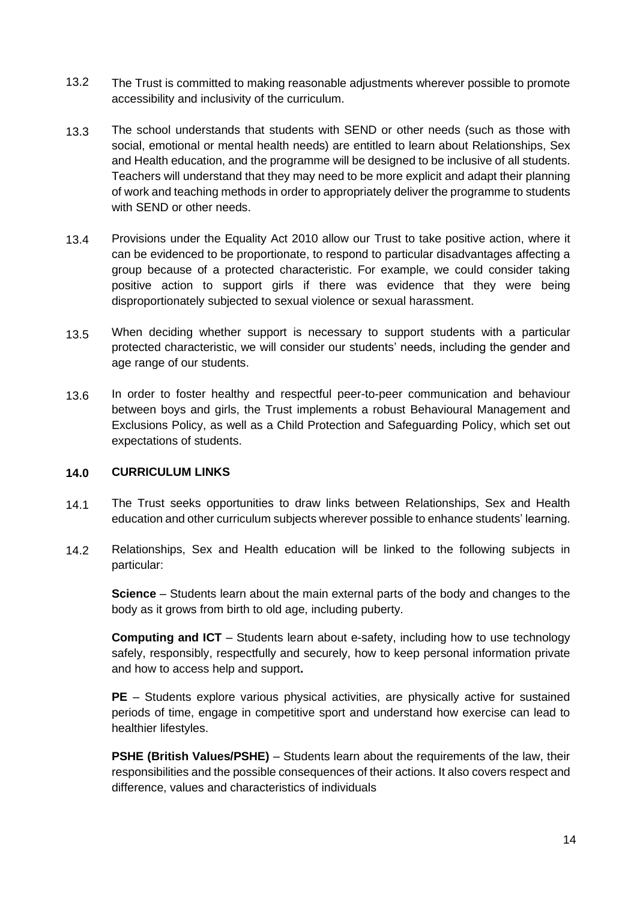13.2 The Trust is committed to making reasonable adjustments wherever possible to promote accessibility and inclusivity of the curriculum.

13.3 The school understands that students with SEND or other needs (such as those with social, emotional or mental health needs) are entitled to learn about Relationships, Sex and Health education, and the programme will be designed to be inclusive of all students. Teachers will understand that they may need to be more explicit and adapt their planning of work and teaching methods in order to appropriately deliver the programme to students with SEND or other needs.

13.4 Provisions under the Equality Act 2010 allow our Trust to take positive action, where it can be evidenced to be proportionate, to respond to particular disadvantages affecting a group because of a protected characteristic. For example, we could consider taking positive action to support girls if there was evidence that they were being disproportionately subjected to sexual violence or sexual harassment.

13.5 When deciding whether support is necessary to support students with a particular protected characteristic, we will consider our students' needs, including the gender and age range of our students.

13.6 In order to foster healthy and respectful peer-to-peer communication and behaviour between boys and girls, the Trust implements a robust Behavioural Management and Exclusions Policy, as well as a Child Protection and Safeguarding Policy, which set out expectations of students.

## 14.0 CURRICULUM LINKS

14.1 The Trust seeks opportunities to draw links between Relationships, Sex and Health education and other curriculum subjects wherever possible to enhance students' learning.

14.2 Relationships, Sex and Health education will be linked to the following subjects in particular:

**Science** – Students learn about the main external parts of the body and changes to the body as it grows from birth to old age, including puberty.

**Computing and ICT** – Students learn about e-safety, including how to use technology safely, responsibly, respectfully and securely, how to keep personal information private and how to access help and support**.**

**PE** – Students explore various physical activities, are physically active for sustained periods of time, engage in competitive sport and understand how exercise can lead to healthier lifestyles.

**PSHE (British Values/PSHE)** – Students learn about the requirements of the law, their responsibilities and the possible consequences of their actions. It also covers respect and difference, values and characteristics of individuals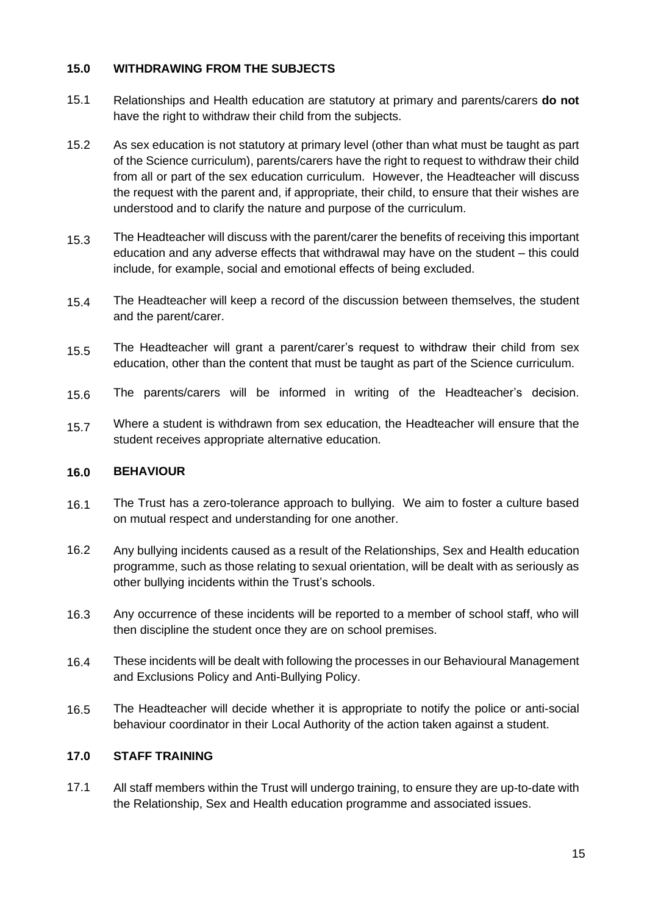## 15.0 WITHDRAWING FROM THE SUBJECTS

15.1 Relationships and Health education are statutory at primary and parents/carers **do not** have the right to withdraw their child from the subjects.

15.2 As sex education is not statutory at primary level (other than what must be taught as part of the Science curriculum), parents/carers have the right to request to withdraw their child from all or part of the sex education curriculum. However, the Headteacher will discuss the request with the parent and, if appropriate, their child, to ensure that their wishes are understood and to clarify the nature and purpose of the curriculum.

15.3 The Headteacher will discuss with the parent/carer the benefits of receiving this important education and any adverse effects that withdrawal may have on the student – this could include, for example, social and emotional effects of being excluded.

15.4 The Headteacher will keep a record of the discussion between themselves, the student and the parent/carer.

15.5 The Headteacher will grant a parent/carer's request to withdraw their child from sex education, other than the content that must be taught as part of the Science curriculum.

15.6 The parents/carers will be informed in writing of the Headteacher's decision.

15.7 Where a student is withdrawn from sex education, the Headteacher will ensure that the student receives appropriate alternative education.

## 16.0 BEHAVIOUR

16.1 The Trust has a zero-tolerance approach to bullying. We aim to foster a culture based on mutual respect and understanding for one another.

16.2 Any bullying incidents caused as a result of the Relationships, Sex and Health education programme, such as those relating to sexual orientation, will be dealt with as seriously as other bullying incidents within the Trust's schools.

16.3 Any occurrence of these incidents will be reported to a member of school staff, who will then discipline the student once they are on school premises.

16.4 These incidents will be dealt with following the processes in our Behavioural Management and Exclusions Policy and Anti-Bullying Policy.

16.5 The Headteacher will decide whether it is appropriate to notify the police or anti-social behaviour coordinator in their Local Authority of the action taken against a student.

## 17.0 STAFF TRAINING

17.1 All staff members within the Trust will undergo training, to ensure they are up-to-date with the Relationship, Sex and Health education programme and associated issues.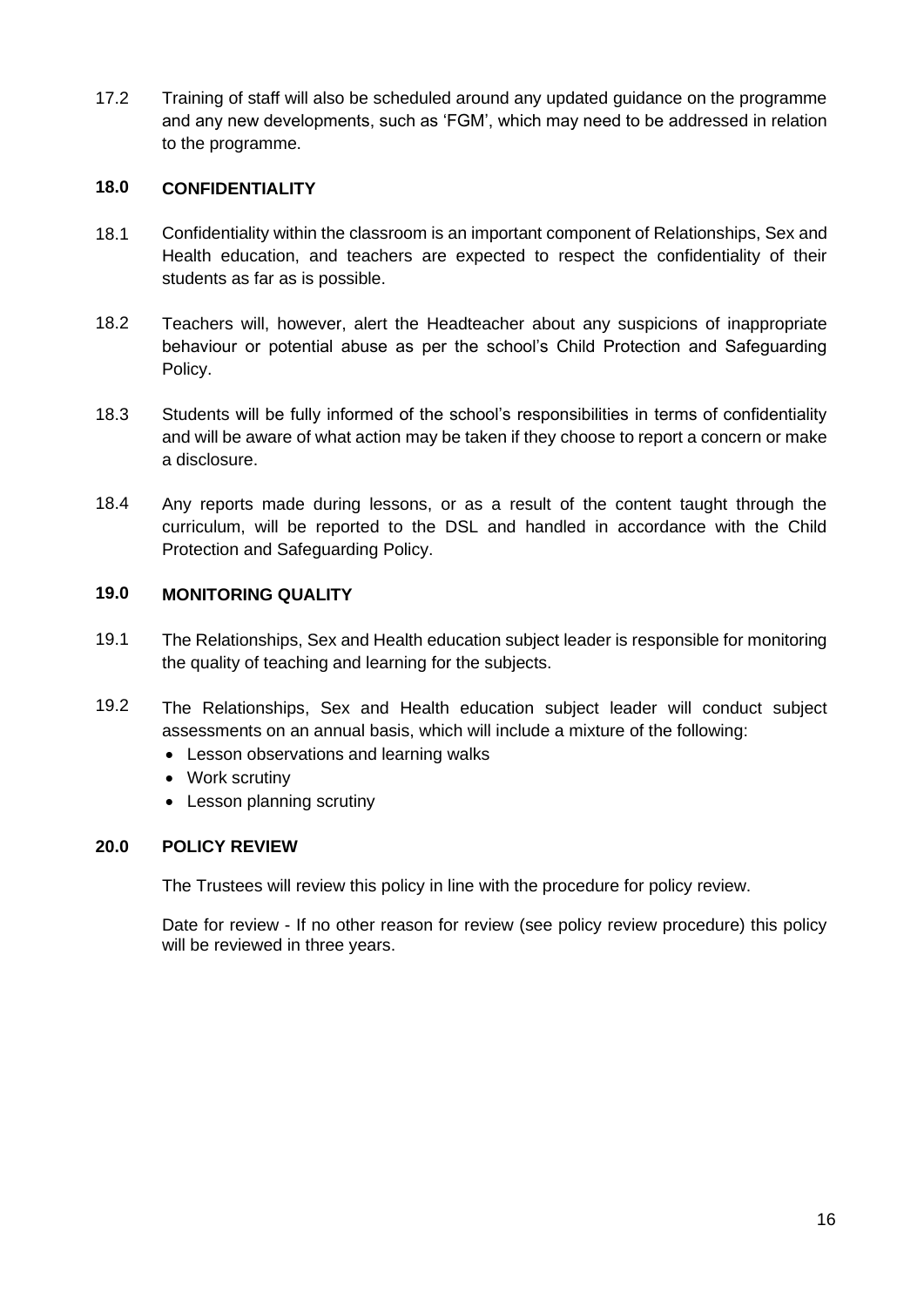17.2 Training of staff will also be scheduled around any updated guidance on the programme and any new developments, such as 'FGM', which may need to be addressed in relation to the programme.

## 18.0 CONFIDENTIALITY

18.1 Confidentiality within the classroom is an important component of Relationships, Sex and Health education, and teachers are expected to respect the confidentiality of their students as far as is possible.

18.2 Teachers will, however, alert the Headteacher about any suspicions of inappropriate behaviour or potential abuse as per the school's Child Protection and Safeguarding Policy.

18.3 Students will be fully informed of the school's responsibilities in terms of confidentiality and will be aware of what action may be taken if they choose to report a concern or make a disclosure.

18.4 Any reports made during lessons, or as a result of the content taught through the curriculum, will be reported to the DSL and handled in accordance with the Child Protection and Safeguarding Policy.

## 19.0 MONITORING QUALITY

19.1 The Relationships, Sex and Health education subject leader is responsible for monitoring the quality of teaching and learning for the subjects.

19.2 The Relationships, Sex and Health education subject leader will conduct subject assessments on an annual basis, which will include a mixture of the following:

- Lesson observations and learning walks
- Work scrutiny
- Lesson planning scrutiny

## 20.0 POLICY REVIEW

The Trustees will review this policy in line with the procedure for policy review.

Date for review - If no other reason for review (see policy review procedure) this policy will be reviewed in three years.